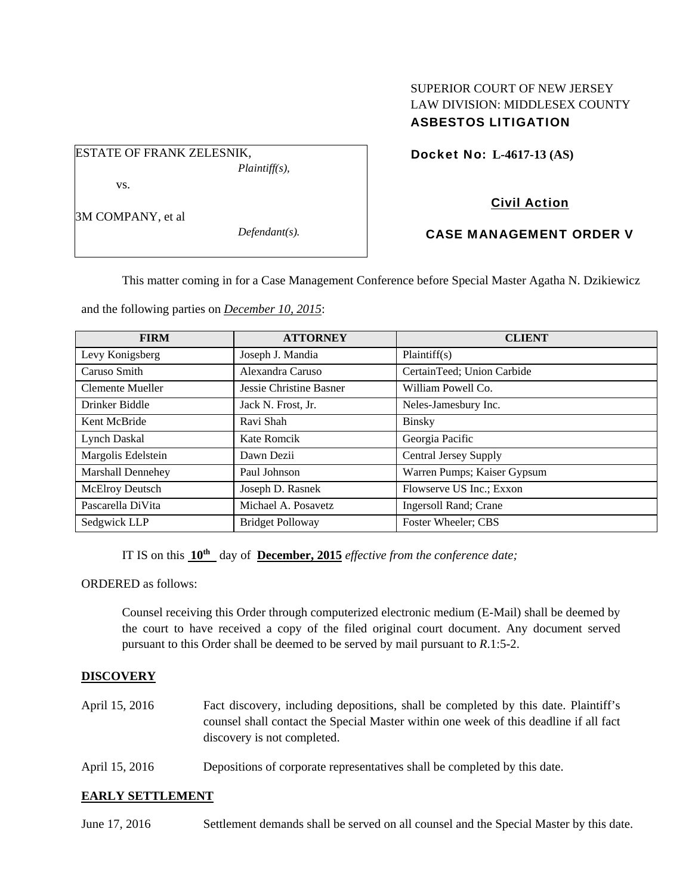SUPERIOR COURT OF NEW JERSEY
LAW DIVISION: MIDDLESEX COUNTY
**ASBESTOS LITIGATION**

ESTATE OF FRANK ZELESNIK,
*Plaintiff(s),*

vs.

3M COMPANY, et al
*Defendant(s).*

**Docket No: L-4617-13 (AS)**

**Civil Action**

**CASE MANAGEMENT ORDER V**

This matter coming in for a Case Management Conference before Special Master Agatha N. Dzikiewicz and the following parties on *December 10, 2015*:

| FIRM | ATTORNEY | CLIENT |
| --- | --- | --- |
| Levy Konigsberg | Joseph J. Mandia | Plaintiff(s) |
| Caruso Smith | Alexandra Caruso | CertainTeed; Union Carbide |
| Clemente Mueller | Jessie Christine Basner | William Powell Co. |
| Drinker Biddle | Jack N. Frost, Jr. | Neles-Jamesbury Inc. |
| Kent McBride | Ravi Shah | Binsky |
| Lynch Daskal | Kate Romcik | Georgia Pacific |
| Margolis Edelstein | Dawn Dezii | Central Jersey Supply |
| Marshall Dennehey | Paul Johnson | Warren Pumps; Kaiser Gypsum |
| McElroy Deutsch | Joseph D. Rasnek | Flowserve US Inc.; Exxon |
| Pascarella DiVita | Michael A. Posavetz | Ingersoll Rand; Crane |
| Sedgwick LLP | Bridget Polloway | Foster Wheeler; CBS |

IT IS on this **10th** day of **December, 2015** *effective from the conference date;*

ORDERED as follows:

Counsel receiving this Order through computerized electronic medium (E-Mail) shall be deemed by the court to have received a copy of the filed original court document. Any document served pursuant to this Order shall be deemed to be served by mail pursuant to *R.*1:5-2.

**DISCOVERY**

April 15, 2016 Fact discovery, including depositions, shall be completed by this date. Plaintiff's counsel shall contact the Special Master within one week of this deadline if all fact discovery is not completed.

April 15, 2016 Depositions of corporate representatives shall be completed by this date.

**EARLY SETTLEMENT**

June 17, 2016 Settlement demands shall be served on all counsel and the Special Master by this date.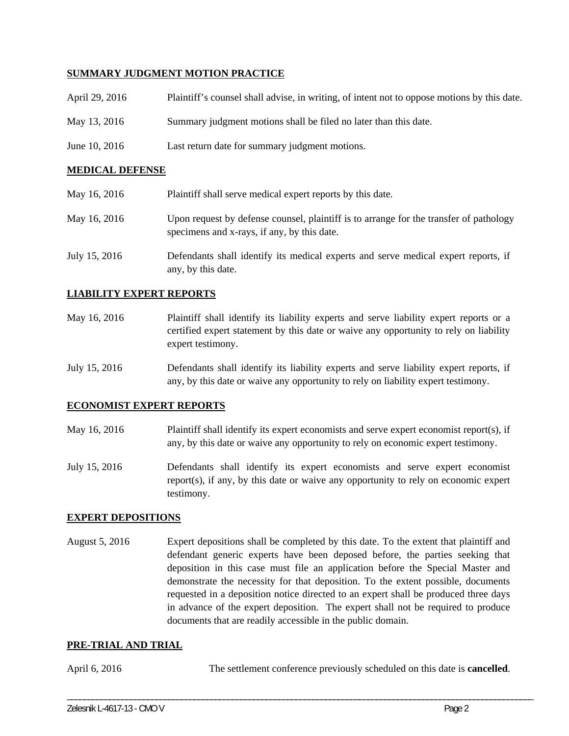**SUMMARY JUDGMENT MOTION PRACTICE**

| | |
|---|---|
| April 29, 2016 | Plaintiff's counsel shall advise, in writing, of intent not to oppose motions by this date. |
| May 13, 2016 | Summary judgment motions shall be filed no later than this date. |
| June 10, 2016 | Last return date for summary judgment motions. |

**MEDICAL DEFENSE**

| | |
|---|---|
| May 16, 2016 | Plaintiff shall serve medical expert reports by this date. |
| May 16, 2016 | Upon request by defense counsel, plaintiff is to arrange for the transfer of pathology specimens and x-rays, if any, by this date. |
| July 15, 2016 | Defendants shall identify its medical experts and serve medical expert reports, if any, by this date. |

**LIABILITY EXPERT REPORTS**

| | |
|---|---|
| May 16, 2016 | Plaintiff shall identify its liability experts and serve liability expert reports or a certified expert statement by this date or waive any opportunity to rely on liability expert testimony. |
| July 15, 2016 | Defendants shall identify its liability experts and serve liability expert reports, if any, by this date or waive any opportunity to rely on liability expert testimony. |

**ECONOMIST EXPERT REPORTS**

| | |
|---|---|
| May 16, 2016 | Plaintiff shall identify its expert economists and serve expert economist report(s), if any, by this date or waive any opportunity to rely on economic expert testimony. |
| July 15, 2016 | Defendants shall identify its expert economists and serve expert economist report(s), if any, by this date or waive any opportunity to rely on economic expert testimony. |

**EXPERT DEPOSITIONS**

| | |
|---|---|
| August 5, 2016 | Expert depositions shall be completed by this date. To the extent that plaintiff and defendant generic experts have been deposed before, the parties seeking that deposition in this case must file an application before the Special Master and demonstrate the necessity for that deposition. To the extent possible, documents requested in a deposition notice directed to an expert shall be produced three days in advance of the expert deposition. The expert shall not be required to produce documents that are readily accessible in the public domain. |

**PRE-TRIAL AND TRIAL**

| | |
|---|---|
| April 6, 2016 | The settlement conference previously scheduled on this date is **cancelled**. |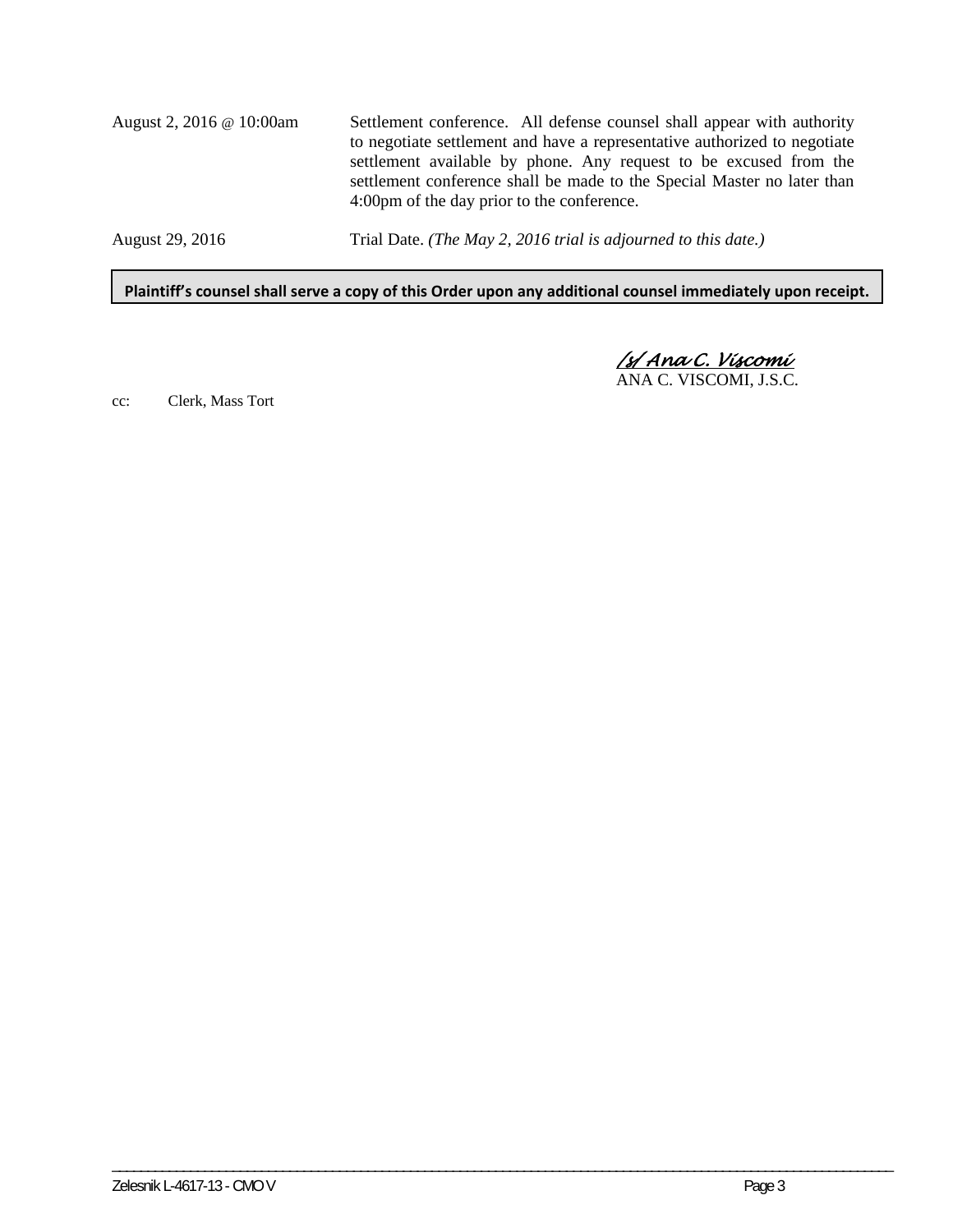| | |
|---|---|
| August 2, 2016 @ 10:00am | Settlement conference. All defense counsel shall appear with authority to negotiate settlement and have a representative authorized to negotiate settlement available by phone. Any request to be excused from the settlement conference shall be made to the Special Master no later than 4:00pm of the day prior to the conference. |
| August 29, 2016 | Trial Date. *(The May 2, 2016 trial is adjourned to this date.)* |

**Plaintiff's counsel shall serve a copy of this Order upon any additional counsel immediately upon receipt.**

*/s/ Ana C. Viscomi*
ANA C. VISCOMI, J.S.C.

cc: Clerk, Mass Tort